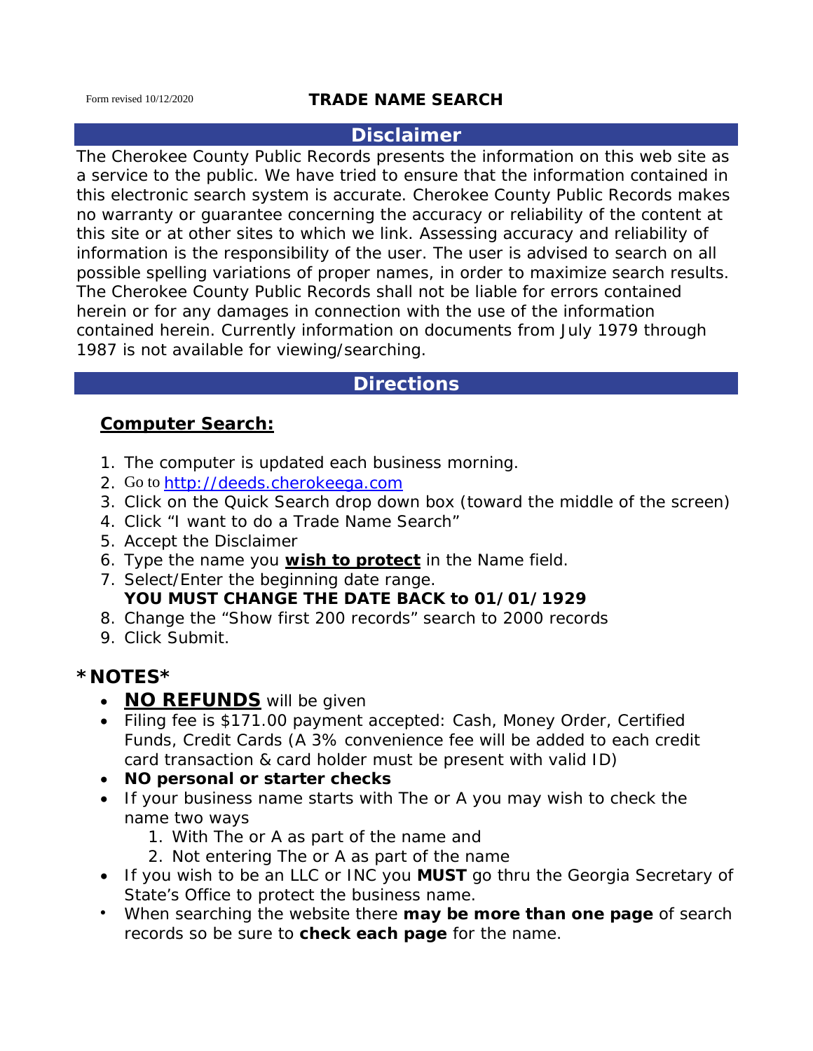Form revised 10/12/2020

# TRADE NAME SEARCH

## Disclaimer

The Cherokee County Public Records presents the information on this web site as a service to the public. We have tried to ensure that the information contained in this electronic search system is accurate. Cherokee County Public Records makes no warranty or guarantee concerning the accuracy or reliability of the content at this site or at other sites to which we link. Assessing accuracy and reliability of information is the responsibility of the user. The user is advised to search on all possible spelling variations of proper names, in order to maximize search results. The Cherokee County Public Records shall not be liable for errors contained herein or for any damages in connection with the use of the information contained herein. Currently information on documents from July 1979 through 1987 is not available for viewing/searching.

## Directions

### **Computer Search:**

1. The computer is updated each business morning.
2. Go to [http://deeds.cherokeega.com](http://deeds.cherokeega.com)
3. Click on the Quick Search drop down box (toward the middle of the screen)
4. Click "I want to do a Trade Name Search"
5. Accept the Disclaimer
6. Type the name you **wish to protect** in the Name field.
7. Select/Enter the beginning date range.
   **YOU MUST CHANGE THE DATE BACK to 01/01/1929**
8. Change the "Show first 200 records" search to 2000 records
9. Click Submit.

## *NOTES*

- **NO REFUNDS** will be given
- Filing fee is $171.00 payment accepted: Cash, Money Order, Certified Funds, Credit Cards (A 3% convenience fee will be added to each credit card transaction & card holder must be present with valid ID)
- **NO personal or starter checks**
- If your business name starts with The or A you may wish to check the name two ways
  1. With The or A as part of the name and
  2. Not entering The or A as part of the name
- If you wish to be an LLC or INC you **MUST** go thru the Georgia Secretary of State's Office to protect the business name.
- When searching the website there **may be more than one page** of search records so be sure to **check each page** for the name.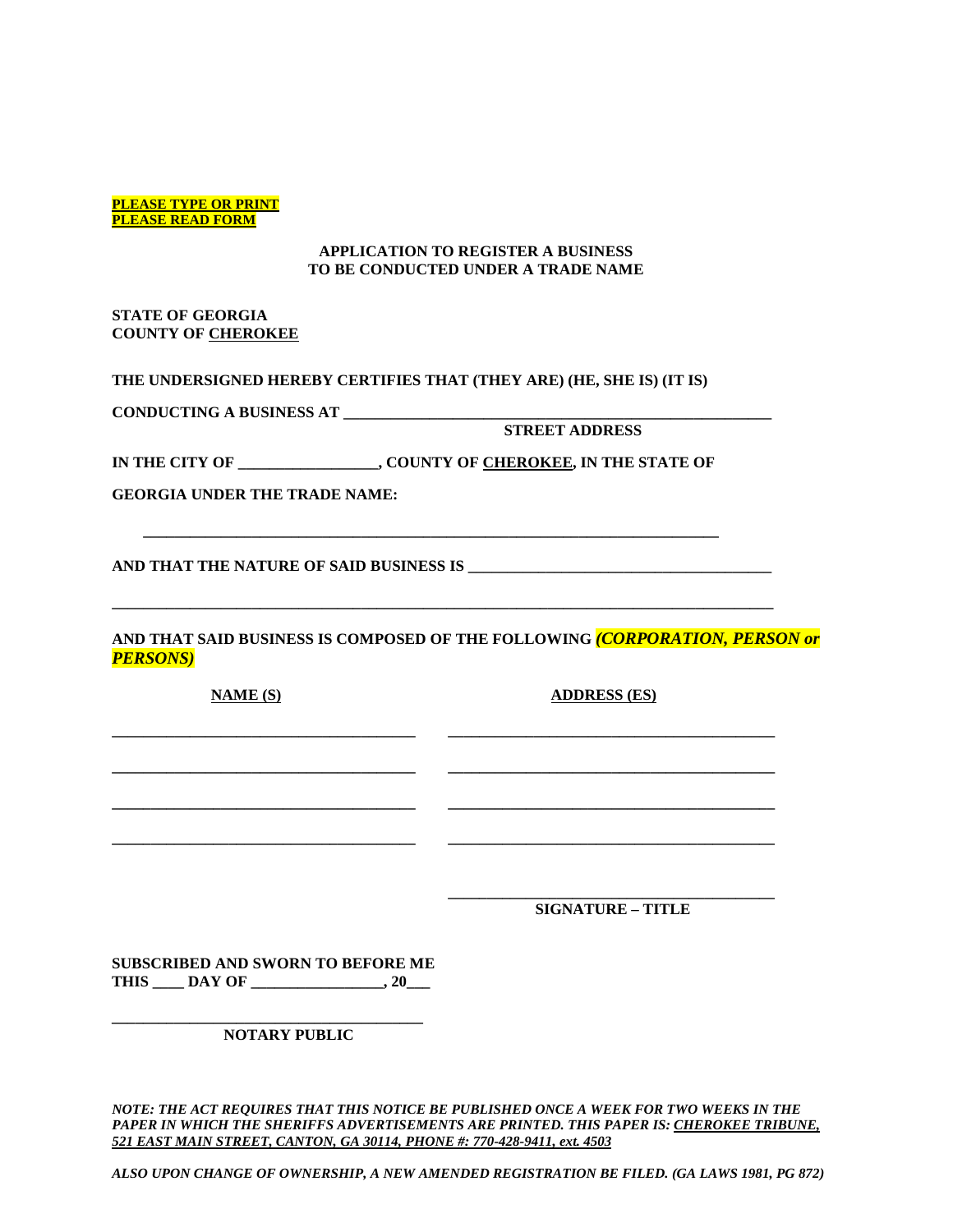**PLEASE TYPE OR PRINT**
**PLEASE READ FORM**

**APPLICATION TO REGISTER A BUSINESS TO BE CONDUCTED UNDER A TRADE NAME**

**STATE OF GEORGIA**
**COUNTY OF CHEROKEE**

**THE UNDERSIGNED HEREBY CERTIFIES THAT (THEY ARE) (HE, SHE IS) (IT IS)**

**CONDUCTING A BUSINESS AT ________________________________________________________**
**STREET ADDRESS**

**IN THE CITY OF _________________, COUNTY OF CHEROKEE, IN THE STATE OF**

**GEORGIA UNDER THE TRADE NAME:**

**___________________________________________________________________________**

**AND THAT THE NATURE OF SAID BUSINESS IS ______________________________________**

**______________________________________________________________________________________**

**AND THAT SAID BUSINESS IS COMPOSED OF THE FOLLOWING** ***(CORPORATION, PERSON or PERSONS)***

| NAME (S) | ADDRESS (ES) |
|---|---|
| ______________________________________ | ______________________________________ |
| ______________________________________ | ______________________________________ |
| ______________________________________ | ______________________________________ |
| ______________________________________ | ______________________________________ |

**______________________________________**
**SIGNATURE – TITLE**

**SUBSCRIBED AND SWORN TO BEFORE ME**
**THIS ____ DAY OF _________________, 20___**

**______________________________________**
**NOTARY PUBLIC**

***NOTE: THE ACT REQUIRES THAT THIS NOTICE BE PUBLISHED ONCE A WEEK FOR TWO WEEKS IN THE PAPER IN WHICH THE SHERIFFS ADVERTISEMENTS ARE PRINTED. THIS PAPER IS: CHEROKEE TRIBUNE, 521 EAST MAIN STREET, CANTON, GA 30114, PHONE #: 770-428-9411, ext. 4503***

***ALSO UPON CHANGE OF OWNERSHIP, A NEW AMENDED REGISTRATION BE FILED. (GA LAWS 1981, PG 872)***